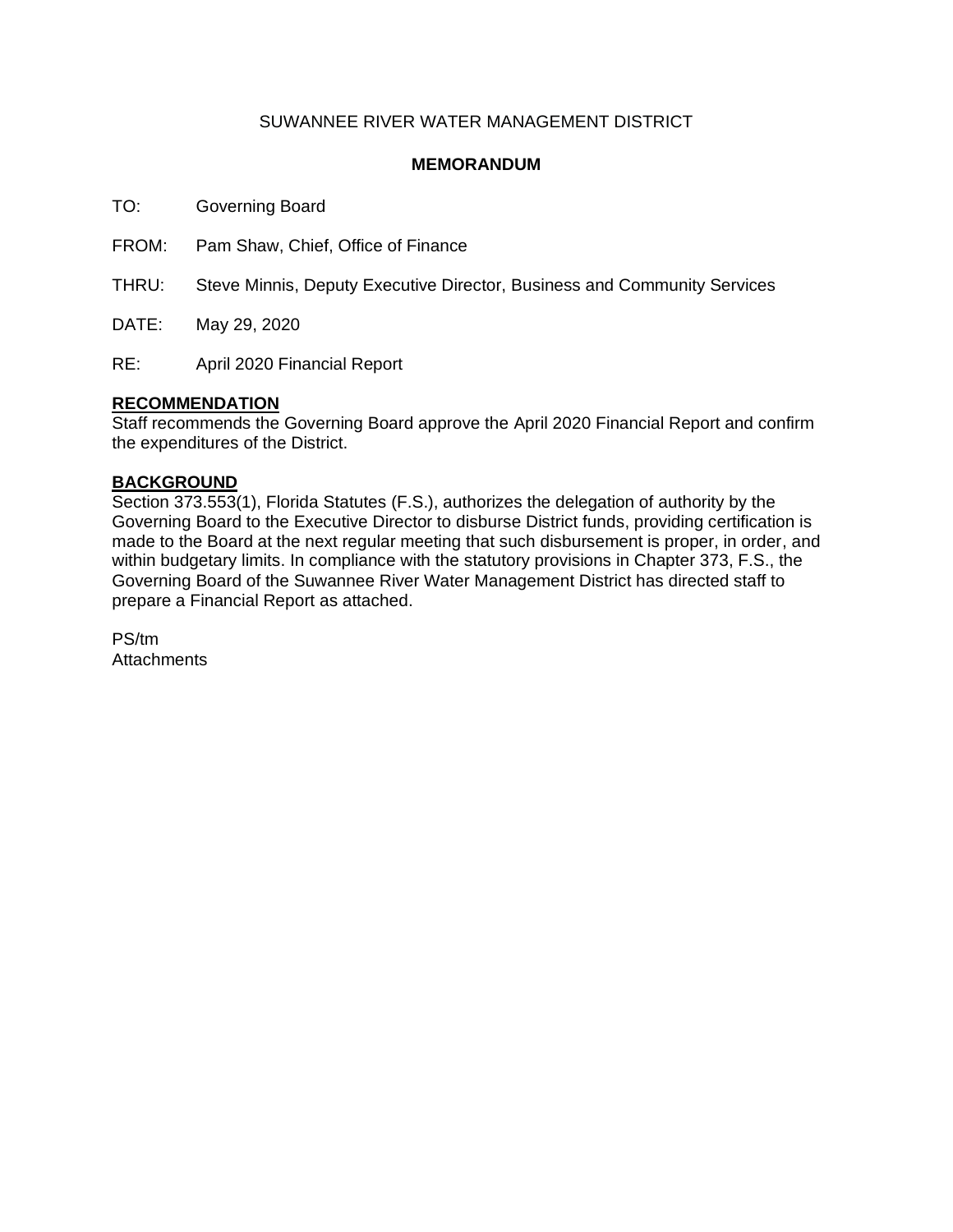SUWANNEE RIVER WATER MANAGEMENT DISTRICT

# MEMORANDUM

TO: Governing Board

FROM: Pam Shaw, Chief, Office of Finance

THRU: Steve Minnis, Deputy Executive Director, Business and Community Services

DATE: May 29, 2020

RE: April 2020 Financial Report

## RECOMMENDATION

Staff recommends the Governing Board approve the April 2020 Financial Report and confirm the expenditures of the District.

## BACKGROUND

Section 373.553(1), Florida Statutes (F.S.), authorizes the delegation of authority by the Governing Board to the Executive Director to disburse District funds, providing certification is made to the Board at the next regular meeting that such disbursement is proper, in order, and within budgetary limits. In compliance with the statutory provisions in Chapter 373, F.S., the Governing Board of the Suwannee River Water Management District has directed staff to prepare a Financial Report as attached.

PS/tm
Attachments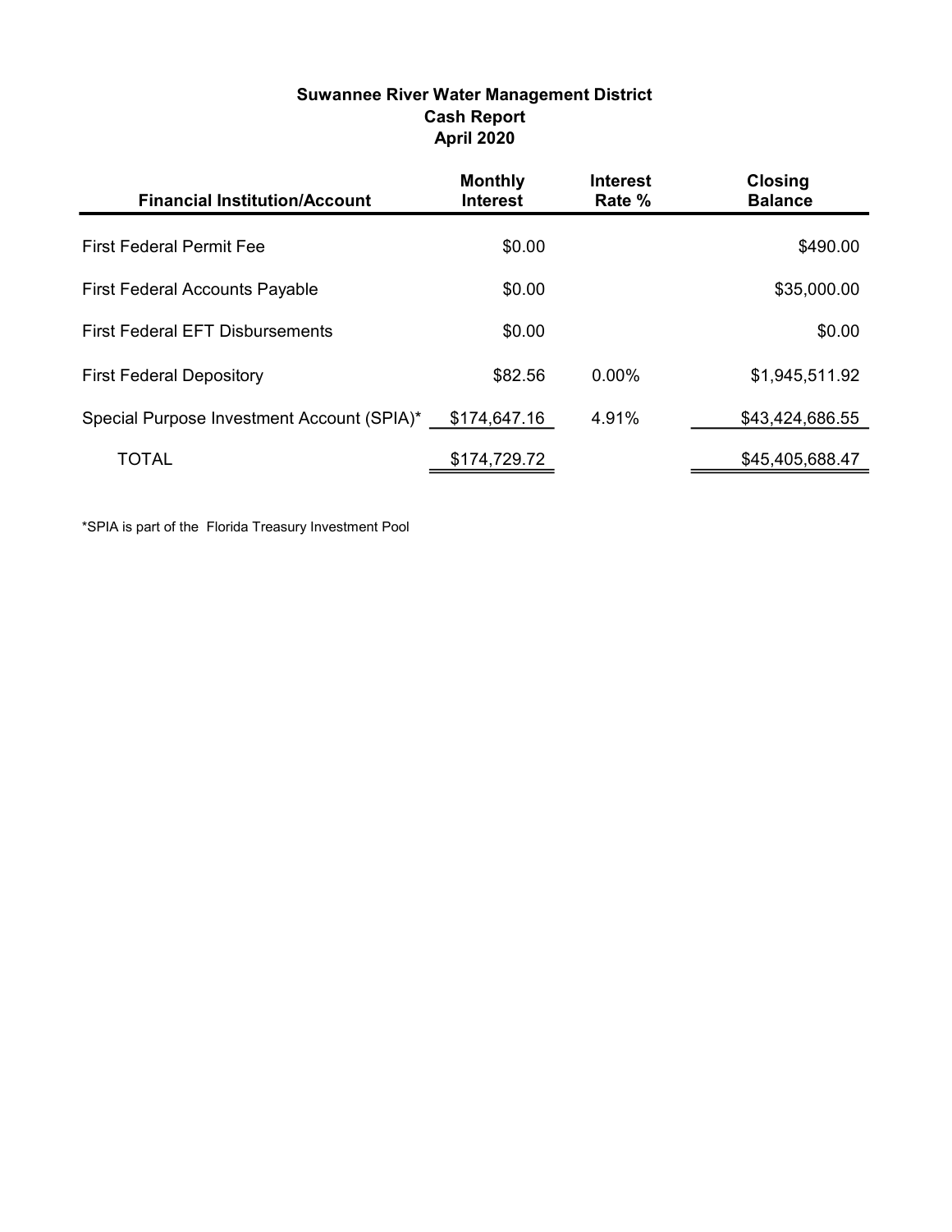## Suwannee River Water Management District
## Cash Report
## April 2020

| Financial Institution/Account | Monthly Interest | Interest Rate % | Closing Balance |
|---|---|---|---|
| First Federal Permit Fee | $0.00 | | $490.00 |
| First Federal Accounts Payable | $0.00 | | $35,000.00 |
| First Federal EFT Disbursements | $0.00 | | $0.00 |
| First Federal Depository | $82.56 | 0.00% | $1,945,511.92 |
| Special Purpose Investment Account (SPIA)* | $174,647.16 | 4.91% | $43,424,686.55 |
| TOTAL | $174,729.72 | | $45,405,688.47 |

*SPIA is part of the Florida Treasury Investment Pool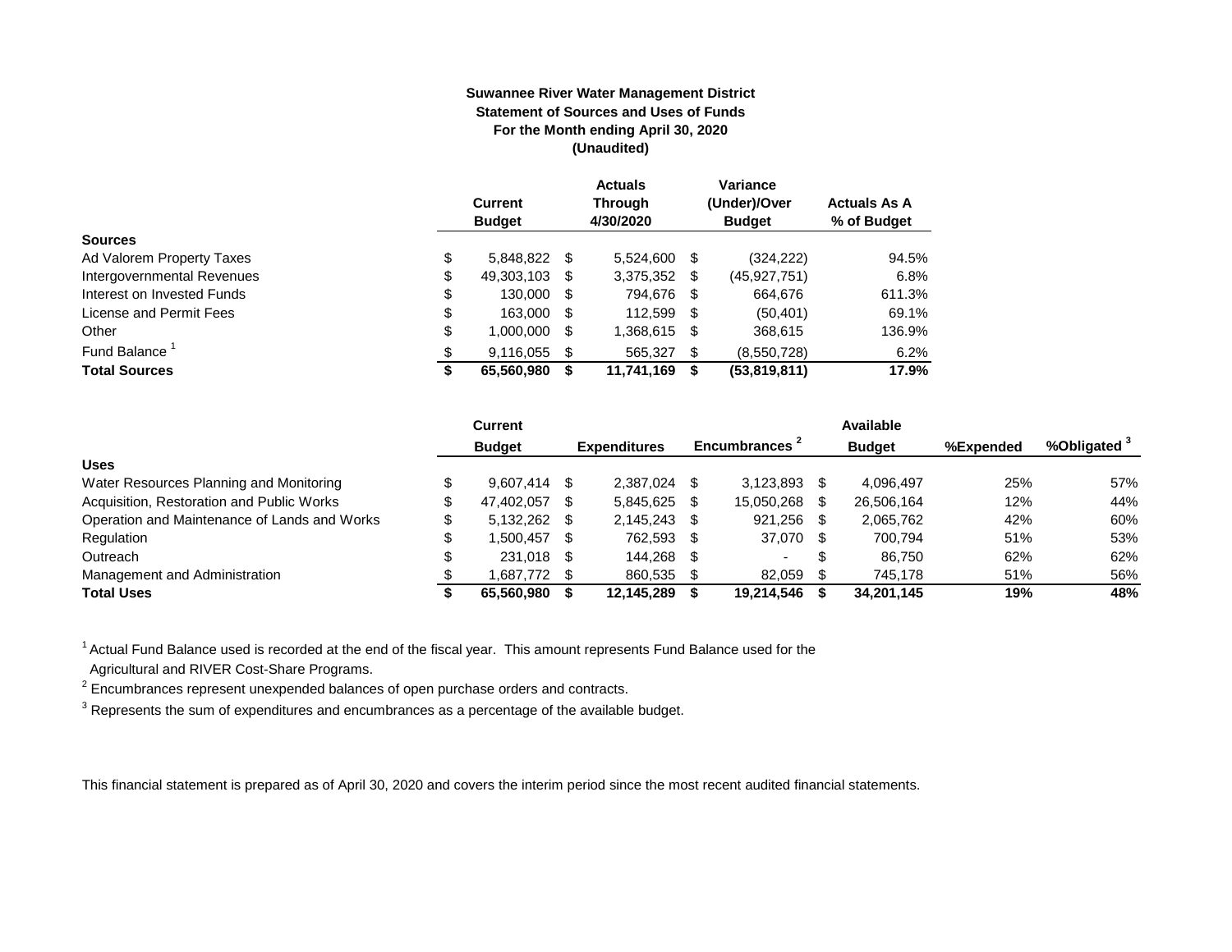**Suwannee River Water Management District**
**Statement of Sources and Uses of Funds**
**For the Month ending April 30, 2020**
**(Unaudited)**

| | Current Budget | Actuals Through 4/30/2020 | Variance (Under)/Over Budget | Actuals As A % of Budget |
|---|---|---|---|---|
| **Sources** | | | | |
| Ad Valorem Property Taxes | $ 5,848,822 | $ 5,524,600 | $ (324,222) | 94.5% |
| Intergovernmental Revenues | $ 49,303,103 | $ 3,375,352 | $ (45,927,751) | 6.8% |
| Interest on Invested Funds | $ 130,000 | $ 794,676 | $ 664,676 | 611.3% |
| License and Permit Fees | $ 163,000 | $ 112,599 | $ (50,401) | 69.1% |
| Other | $ 1,000,000 | $ 1,368,615 | $ 368,615 | 136.9% |
| Fund Balance [1] | $ 9,116,055 | $ 565,327 | $ (8,550,728) | 6.2% |
| **Total Sources** | **$ 65,560,980** | **$ 11,741,169** | **$ (53,819,811)** | **17.9%** |

| | Current Budget | Expenditures | Encumbrances [2] | Available Budget | %Expended | %Obligated [3] |
|---|---|---|---|---|---|---|
| **Uses** | | | | | | |
| Water Resources Planning and Monitoring | $ 9,607,414 | $ 2,387,024 | $ 3,123,893 | $ 4,096,497 | 25% | 57% |
| Acquisition, Restoration and Public Works | $ 47,402,057 | $ 5,845,625 | $ 15,050,268 | $ 26,506,164 | 12% | 44% |
| Operation and Maintenance of Lands and Works | $ 5,132,262 | $ 2,145,243 | $ 921,256 | $ 2,065,762 | 42% | 60% |
| Regulation | $ 1,500,457 | $ 762,593 | $ 37,070 | $ 700,794 | 51% | 53% |
| Outreach | $ 231,018 | $ 144,268 | $ - | $ 86,750 | 62% | 62% |
| Management and Administration | $ 1,687,772 | $ 860,535 | $ 82,059 | $ 745,178 | 51% | 56% |
| **Total Uses** | **$ 65,560,980** | **$ 12,145,289** | **$ 19,214,546** | **$ 34,201,145** | **19%** | **48%** |

[1] Actual Fund Balance used is recorded at the end of the fiscal year. This amount represents Fund Balance used for the Agricultural and RIVER Cost-Share Programs.

[2] Encumbrances represent unexpended balances of open purchase orders and contracts.

[3] Represents the sum of expenditures and encumbrances as a percentage of the available budget.

This financial statement is prepared as of April 30, 2020 and covers the interim period since the most recent audited financial statements.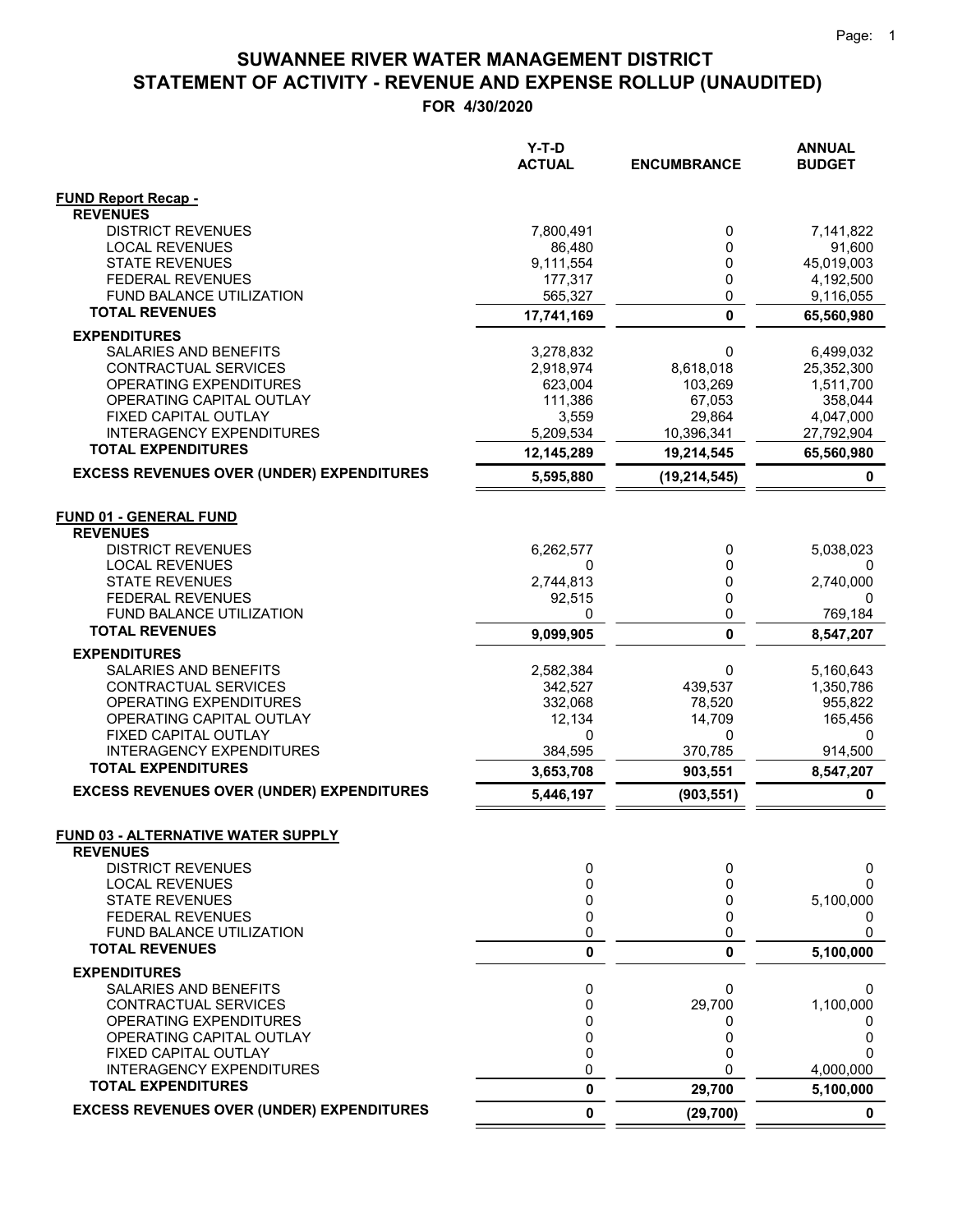# SUWANNEE RIVER WATER MANAGEMENT DISTRICT
## STATEMENT OF ACTIVITY - REVENUE AND EXPENSE ROLLUP (UNAUDITED)
### FOR 4/30/2020

| | Y-T-D ACTUAL | ENCUMBRANCE | ANNUAL BUDGET |
|---|---|---|---|
| **FUND Report Recap -** | | | |
| **REVENUES** | | | |
| DISTRICT REVENUES | 7,800,491 | 0 | 7,141,822 |
| LOCAL REVENUES | 86,480 | 0 | 91,600 |
| STATE REVENUES | 9,111,554 | 0 | 45,019,003 |
| FEDERAL REVENUES | 177,317 | 0 | 4,192,500 |
| FUND BALANCE UTILIZATION | 565,327 | 0 | 9,116,055 |
| **TOTAL REVENUES** | **17,741,169** | **0** | **65,560,980** |
| **EXPENDITURES** | | | |
| SALARIES AND BENEFITS | 3,278,832 | 0 | 6,499,032 |
| CONTRACTUAL SERVICES | 2,918,974 | 8,618,018 | 25,352,300 |
| OPERATING EXPENDITURES | 623,004 | 103,269 | 1,511,700 |
| OPERATING CAPITAL OUTLAY | 111,386 | 67,053 | 358,044 |
| FIXED CAPITAL OUTLAY | 3,559 | 29,864 | 4,047,000 |
| INTERAGENCY EXPENDITURES | 5,209,534 | 10,396,341 | 27,792,904 |
| **TOTAL EXPENDITURES** | **12,145,289** | **19,214,545** | **65,560,980** |
| **EXCESS REVENUES OVER (UNDER) EXPENDITURES** | **5,595,880** | **(19,214,545)** | **0** |
| | | | |
| **FUND 01 - GENERAL FUND** | | | |
| **REVENUES** | | | |
| DISTRICT REVENUES | 6,262,577 | 0 | 5,038,023 |
| LOCAL REVENUES | 0 | 0 | 0 |
| STATE REVENUES | 2,744,813 | 0 | 2,740,000 |
| FEDERAL REVENUES | 92,515 | 0 | 0 |
| FUND BALANCE UTILIZATION | 0 | 0 | 769,184 |
| **TOTAL REVENUES** | **9,099,905** | **0** | **8,547,207** |
| **EXPENDITURES** | | | |
| SALARIES AND BENEFITS | 2,582,384 | 0 | 5,160,643 |
| CONTRACTUAL SERVICES | 342,527 | 439,537 | 1,350,786 |
| OPERATING EXPENDITURES | 332,068 | 78,520 | 955,822 |
| OPERATING CAPITAL OUTLAY | 12,134 | 14,709 | 165,456 |
| FIXED CAPITAL OUTLAY | 0 | 0 | 0 |
| INTERAGENCY EXPENDITURES | 384,595 | 370,785 | 914,500 |
| **TOTAL EXPENDITURES** | **3,653,708** | **903,551** | **8,547,207** |
| **EXCESS REVENUES OVER (UNDER) EXPENDITURES** | **5,446,197** | **(903,551)** | **0** |
| | | | |
| **FUND 03 - ALTERNATIVE WATER SUPPLY** | | | |
| **REVENUES** | | | |
| DISTRICT REVENUES | 0 | 0 | 0 |
| LOCAL REVENUES | 0 | 0 | 0 |
| STATE REVENUES | 0 | 0 | 5,100,000 |
| FEDERAL REVENUES | 0 | 0 | 0 |
| FUND BALANCE UTILIZATION | 0 | 0 | 0 |
| **TOTAL REVENUES** | **0** | **0** | **5,100,000** |
| **EXPENDITURES** | | | |
| SALARIES AND BENEFITS | 0 | 0 | 0 |
| CONTRACTUAL SERVICES | 0 | 29,700 | 1,100,000 |
| OPERATING EXPENDITURES | 0 | 0 | 0 |
| OPERATING CAPITAL OUTLAY | 0 | 0 | 0 |
| FIXED CAPITAL OUTLAY | 0 | 0 | 0 |
| INTERAGENCY EXPENDITURES | 0 | 0 | 4,000,000 |
| **TOTAL EXPENDITURES** | **0** | **29,700** | **5,100,000** |
| **EXCESS REVENUES OVER (UNDER) EXPENDITURES** | **0** | **(29,700)** | **0** |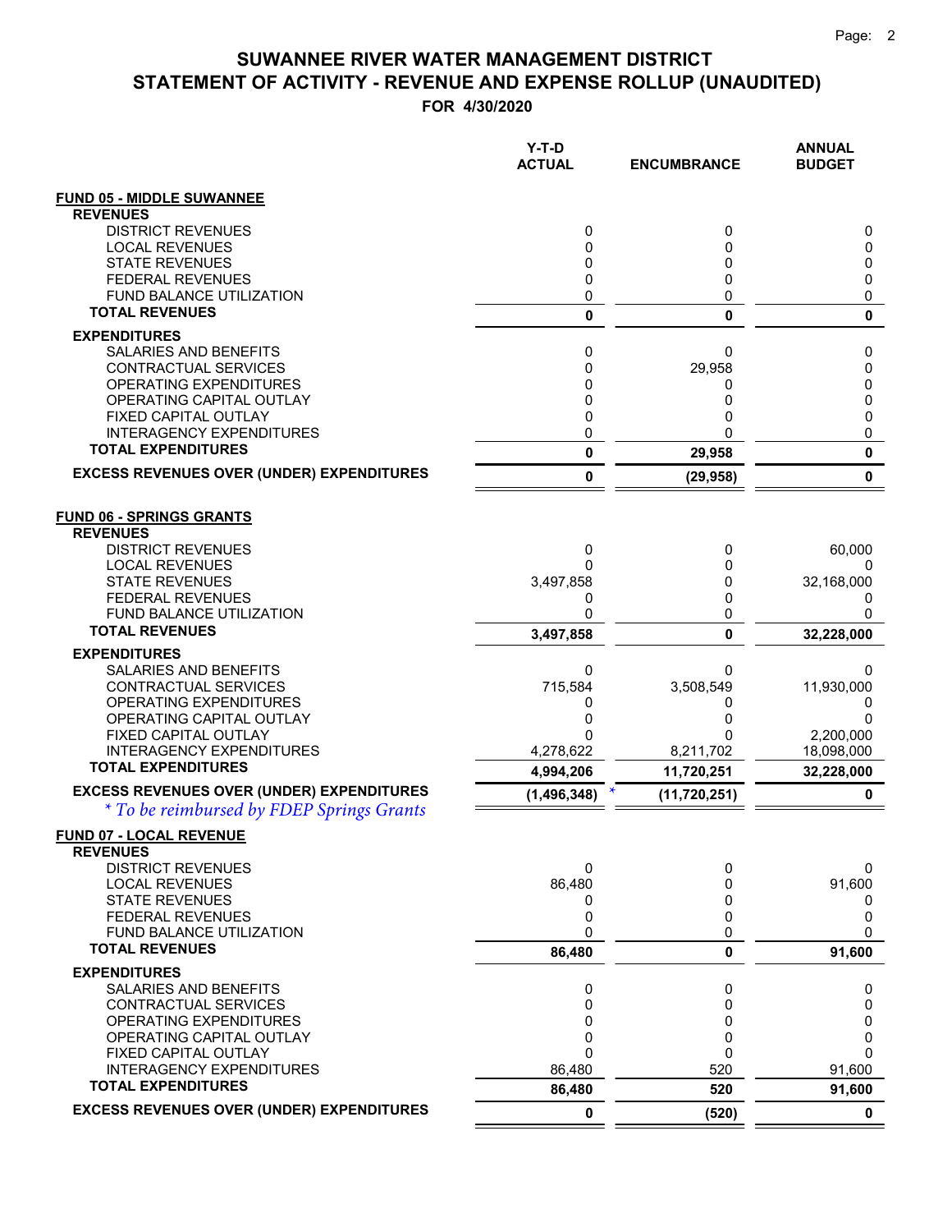# SUWANNEE RIVER WATER MANAGEMENT DISTRICT

## STATEMENT OF ACTIVITY - REVENUE AND EXPENSE ROLLUP (UNAUDITED)

### FOR 4/30/2020

| | Y-T-D ACTUAL | ENCUMBRANCE | ANNUAL BUDGET |
|---|---|---|---|
| **FUND 05 - MIDDLE SUWANNEE** | | | |
| **REVENUES** | | | |
| DISTRICT REVENUES | 0 | 0 | 0 |
| LOCAL REVENUES | 0 | 0 | 0 |
| STATE REVENUES | 0 | 0 | 0 |
| FEDERAL REVENUES | 0 | 0 | 0 |
| FUND BALANCE UTILIZATION | 0 | 0 | 0 |
| **TOTAL REVENUES** | **0** | **0** | **0** |
| **EXPENDITURES** | | | |
| SALARIES AND BENEFITS | 0 | 0 | 0 |
| CONTRACTUAL SERVICES | 0 | 29,958 | 0 |
| OPERATING EXPENDITURES | 0 | 0 | 0 |
| OPERATING CAPITAL OUTLAY | 0 | 0 | 0 |
| FIXED CAPITAL OUTLAY | 0 | 0 | 0 |
| INTERAGENCY EXPENDITURES | 0 | 0 | 0 |
| **TOTAL EXPENDITURES** | **0** | **29,958** | **0** |
| **EXCESS REVENUES OVER (UNDER) EXPENDITURES** | **0** | **(29,958)** | **0** |
| **FUND 06 - SPRINGS GRANTS** | | | |
| **REVENUES** | | | |
| DISTRICT REVENUES | 0 | 0 | 60,000 |
| LOCAL REVENUES | 0 | 0 | 0 |
| STATE REVENUES | 3,497,858 | 0 | 32,168,000 |
| FEDERAL REVENUES | 0 | 0 | 0 |
| FUND BALANCE UTILIZATION | 0 | 0 | 0 |
| **TOTAL REVENUES** | **3,497,858** | **0** | **32,228,000** |
| **EXPENDITURES** | | | |
| SALARIES AND BENEFITS | 0 | 0 | 0 |
| CONTRACTUAL SERVICES | 715,584 | 3,508,549 | 11,930,000 |
| OPERATING EXPENDITURES | 0 | 0 | 0 |
| OPERATING CAPITAL OUTLAY | 0 | 0 | 0 |
| FIXED CAPITAL OUTLAY | 0 | 0 | 2,200,000 |
| INTERAGENCY EXPENDITURES | 4,278,622 | 8,211,702 | 18,098,000 |
| **TOTAL EXPENDITURES** | **4,994,206** | **11,720,251** | **32,228,000** |
| **EXCESS REVENUES OVER (UNDER) EXPENDITURES** | **(1,496,348)** * | **(11,720,251)** | **0** |
| *\* To be reimbursed by FDEP Springs Grants* | | | |
| **FUND 07 - LOCAL REVENUE** | | | |
| **REVENUES** | | | |
| DISTRICT REVENUES | 0 | 0 | 0 |
| LOCAL REVENUES | 86,480 | 0 | 91,600 |
| STATE REVENUES | 0 | 0 | 0 |
| FEDERAL REVENUES | 0 | 0 | 0 |
| FUND BALANCE UTILIZATION | 0 | 0 | 0 |
| **TOTAL REVENUES** | **86,480** | **0** | **91,600** |
| **EXPENDITURES** | | | |
| SALARIES AND BENEFITS | 0 | 0 | 0 |
| CONTRACTUAL SERVICES | 0 | 0 | 0 |
| OPERATING EXPENDITURES | 0 | 0 | 0 |
| OPERATING CAPITAL OUTLAY | 0 | 0 | 0 |
| FIXED CAPITAL OUTLAY | 0 | 0 | 0 |
| INTERAGENCY EXPENDITURES | 86,480 | 520 | 91,600 |
| **TOTAL EXPENDITURES** | **86,480** | **520** | **91,600** |
| **EXCESS REVENUES OVER (UNDER) EXPENDITURES** | **0** | **(520)** | **0** |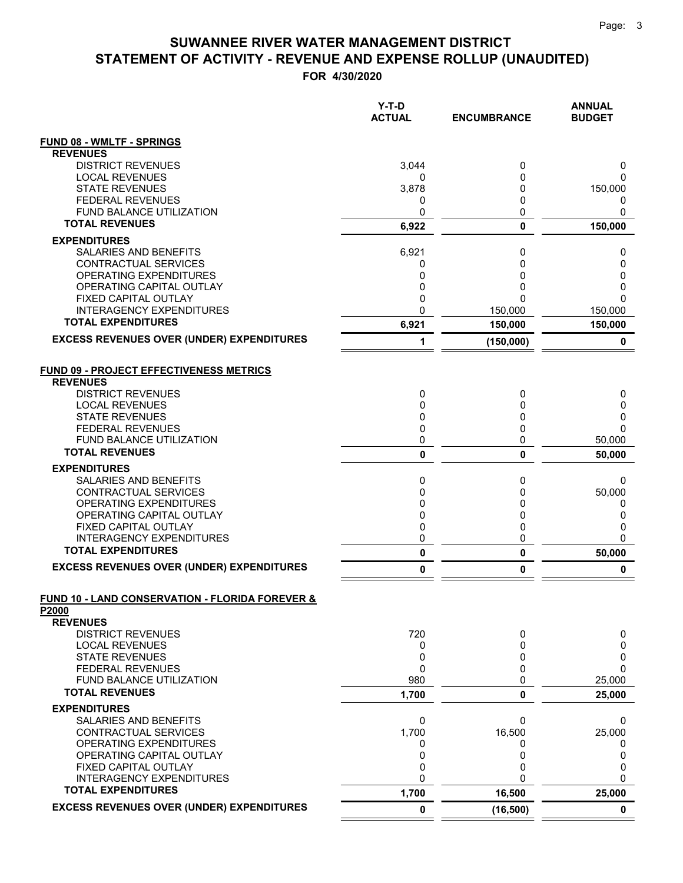# SUWANNEE RIVER WATER MANAGEMENT DISTRICT
# STATEMENT OF ACTIVITY - REVENUE AND EXPENSE ROLLUP (UNAUDITED)
## FOR 4/30/2020

| | Y-T-D ACTUAL | ENCUMBRANCE | ANNUAL BUDGET |
|---|---|---|---|
| **FUND 08 - WMLTF - SPRINGS** | | | |
| **REVENUES** | | | |
| DISTRICT REVENUES | 3,044 | 0 | 0 |
| LOCAL REVENUES | 0 | 0 | 0 |
| STATE REVENUES | 3,878 | 0 | 150,000 |
| FEDERAL REVENUES | 0 | 0 | 0 |
| FUND BALANCE UTILIZATION | 0 | 0 | 0 |
| **TOTAL REVENUES** | **6,922** | **0** | **150,000** |
| **EXPENDITURES** | | | |
| SALARIES AND BENEFITS | 6,921 | 0 | 0 |
| CONTRACTUAL SERVICES | 0 | 0 | 0 |
| OPERATING EXPENDITURES | 0 | 0 | 0 |
| OPERATING CAPITAL OUTLAY | 0 | 0 | 0 |
| FIXED CAPITAL OUTLAY | 0 | 0 | 0 |
| INTERAGENCY EXPENDITURES | 0 | 150,000 | 150,000 |
| **TOTAL EXPENDITURES** | **6,921** | **150,000** | **150,000** |
| **EXCESS REVENUES OVER (UNDER) EXPENDITURES** | **1** | **(150,000)** | **0** |
| **FUND 09 - PROJECT EFFECTIVENESS METRICS** | | | |
| **REVENUES** | | | |
| DISTRICT REVENUES | 0 | 0 | 0 |
| LOCAL REVENUES | 0 | 0 | 0 |
| STATE REVENUES | 0 | 0 | 0 |
| FEDERAL REVENUES | 0 | 0 | 0 |
| FUND BALANCE UTILIZATION | 0 | 0 | 50,000 |
| **TOTAL REVENUES** | **0** | **0** | **50,000** |
| **EXPENDITURES** | | | |
| SALARIES AND BENEFITS | 0 | 0 | 0 |
| CONTRACTUAL SERVICES | 0 | 0 | 50,000 |
| OPERATING EXPENDITURES | 0 | 0 | 0 |
| OPERATING CAPITAL OUTLAY | 0 | 0 | 0 |
| FIXED CAPITAL OUTLAY | 0 | 0 | 0 |
| INTERAGENCY EXPENDITURES | 0 | 0 | 0 |
| **TOTAL EXPENDITURES** | **0** | **0** | **50,000** |
| **EXCESS REVENUES OVER (UNDER) EXPENDITURES** | **0** | **0** | **0** |
| **FUND 10 - LAND CONSERVATION - FLORIDA FOREVER & P2000** | | | |
| **REVENUES** | | | |
| DISTRICT REVENUES | 720 | 0 | 0 |
| LOCAL REVENUES | 0 | 0 | 0 |
| STATE REVENUES | 0 | 0 | 0 |
| FEDERAL REVENUES | 0 | 0 | 0 |
| FUND BALANCE UTILIZATION | 980 | 0 | 25,000 |
| **TOTAL REVENUES** | **1,700** | **0** | **25,000** |
| **EXPENDITURES** | | | |
| SALARIES AND BENEFITS | 0 | 0 | 0 |
| CONTRACTUAL SERVICES | 1,700 | 16,500 | 25,000 |
| OPERATING EXPENDITURES | 0 | 0 | 0 |
| OPERATING CAPITAL OUTLAY | 0 | 0 | 0 |
| FIXED CAPITAL OUTLAY | 0 | 0 | 0 |
| INTERAGENCY EXPENDITURES | 0 | 0 | 0 |
| **TOTAL EXPENDITURES** | **1,700** | **16,500** | **25,000** |
| **EXCESS REVENUES OVER (UNDER) EXPENDITURES** | **0** | **(16,500)** | **0** |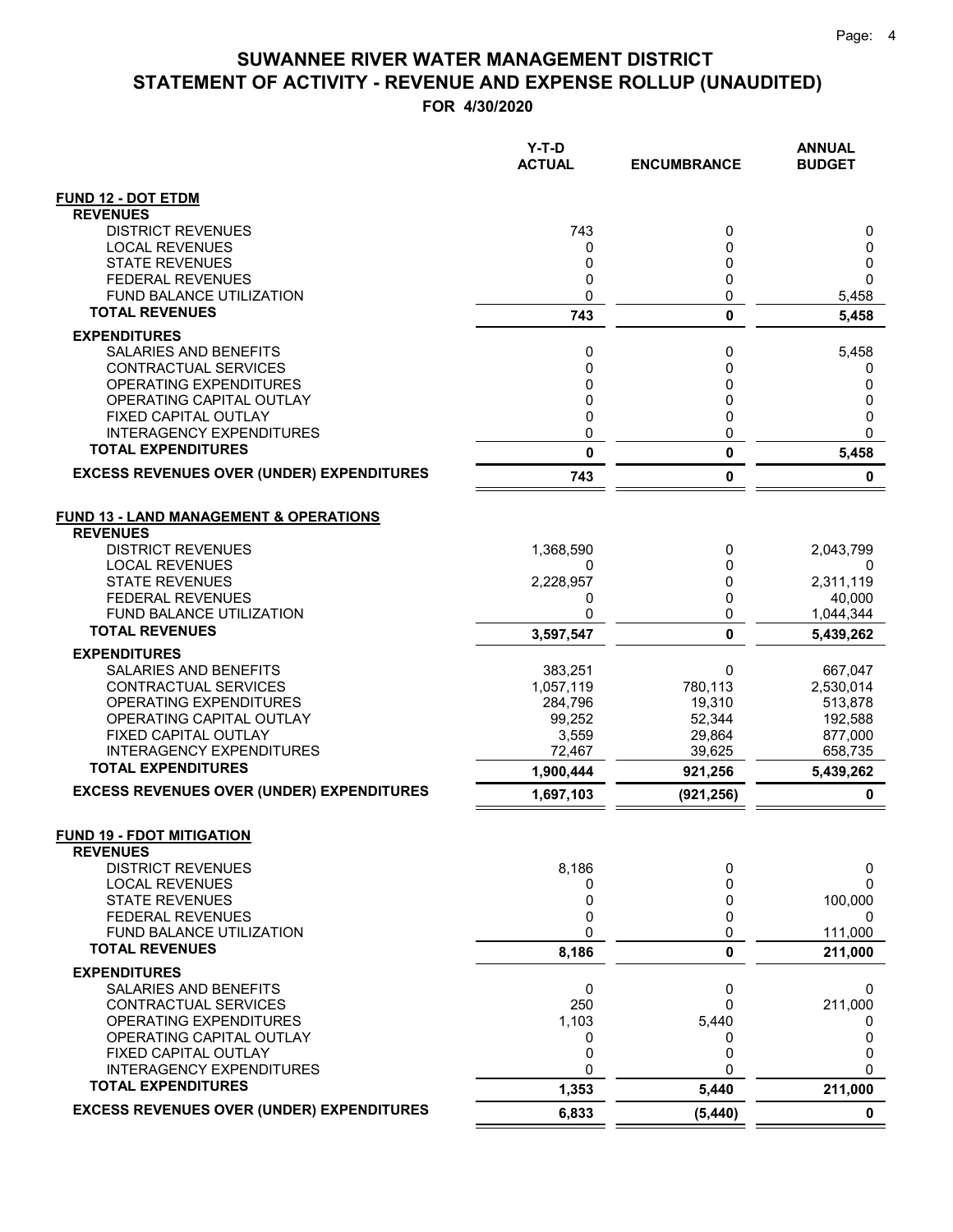# SUWANNEE RIVER WATER MANAGEMENT DISTRICT
# STATEMENT OF ACTIVITY - REVENUE AND EXPENSE ROLLUP (UNAUDITED)

**FOR 4/30/2020**

| | Y-T-D ACTUAL | ENCUMBRANCE | ANNUAL BUDGET |
|---|---|---|---|
| **FUND 12 - DOT ETDM** | | | |
| **REVENUES** | | | |
| DISTRICT REVENUES | 743 | 0 | 0 |
| LOCAL REVENUES | 0 | 0 | 0 |
| STATE REVENUES | 0 | 0 | 0 |
| FEDERAL REVENUES | 0 | 0 | 0 |
| FUND BALANCE UTILIZATION | 0 | 0 | 5,458 |
| **TOTAL REVENUES** | **743** | **0** | **5,458** |
| **EXPENDITURES** | | | |
| SALARIES AND BENEFITS | 0 | 0 | 5,458 |
| CONTRACTUAL SERVICES | 0 | 0 | 0 |
| OPERATING EXPENDITURES | 0 | 0 | 0 |
| OPERATING CAPITAL OUTLAY | 0 | 0 | 0 |
| FIXED CAPITAL OUTLAY | 0 | 0 | 0 |
| INTERAGENCY EXPENDITURES | 0 | 0 | 0 |
| **TOTAL EXPENDITURES** | **0** | **0** | **5,458** |
| **EXCESS REVENUES OVER (UNDER) EXPENDITURES** | **743** | **0** | **0** |
| | | | |
| **FUND 13 - LAND MANAGEMENT & OPERATIONS** | | | |
| **REVENUES** | | | |
| DISTRICT REVENUES | 1,368,590 | 0 | 2,043,799 |
| LOCAL REVENUES | 0 | 0 | 0 |
| STATE REVENUES | 2,228,957 | 0 | 2,311,119 |
| FEDERAL REVENUES | 0 | 0 | 40,000 |
| FUND BALANCE UTILIZATION | 0 | 0 | 1,044,344 |
| **TOTAL REVENUES** | **3,597,547** | **0** | **5,439,262** |
| **EXPENDITURES** | | | |
| SALARIES AND BENEFITS | 383,251 | 0 | 667,047 |
| CONTRACTUAL SERVICES | 1,057,119 | 780,113 | 2,530,014 |
| OPERATING EXPENDITURES | 284,796 | 19,310 | 513,878 |
| OPERATING CAPITAL OUTLAY | 99,252 | 52,344 | 192,588 |
| FIXED CAPITAL OUTLAY | 3,559 | 29,864 | 877,000 |
| INTERAGENCY EXPENDITURES | 72,467 | 39,625 | 658,735 |
| **TOTAL EXPENDITURES** | **1,900,444** | **921,256** | **5,439,262** |
| **EXCESS REVENUES OVER (UNDER) EXPENDITURES** | **1,697,103** | **(921,256)** | **0** |
| | | | |
| **FUND 19 - FDOT MITIGATION** | | | |
| **REVENUES** | | | |
| DISTRICT REVENUES | 8,186 | 0 | 0 |
| LOCAL REVENUES | 0 | 0 | 0 |
| STATE REVENUES | 0 | 0 | 100,000 |
| FEDERAL REVENUES | 0 | 0 | 0 |
| FUND BALANCE UTILIZATION | 0 | 0 | 111,000 |
| **TOTAL REVENUES** | **8,186** | **0** | **211,000** |
| **EXPENDITURES** | | | |
| SALARIES AND BENEFITS | 0 | 0 | 0 |
| CONTRACTUAL SERVICES | 250 | 0 | 211,000 |
| OPERATING EXPENDITURES | 1,103 | 5,440 | 0 |
| OPERATING CAPITAL OUTLAY | 0 | 0 | 0 |
| FIXED CAPITAL OUTLAY | 0 | 0 | 0 |
| INTERAGENCY EXPENDITURES | 0 | 0 | 0 |
| **TOTAL EXPENDITURES** | **1,353** | **5,440** | **211,000** |
| **EXCESS REVENUES OVER (UNDER) EXPENDITURES** | **6,833** | **(5,440)** | **0** |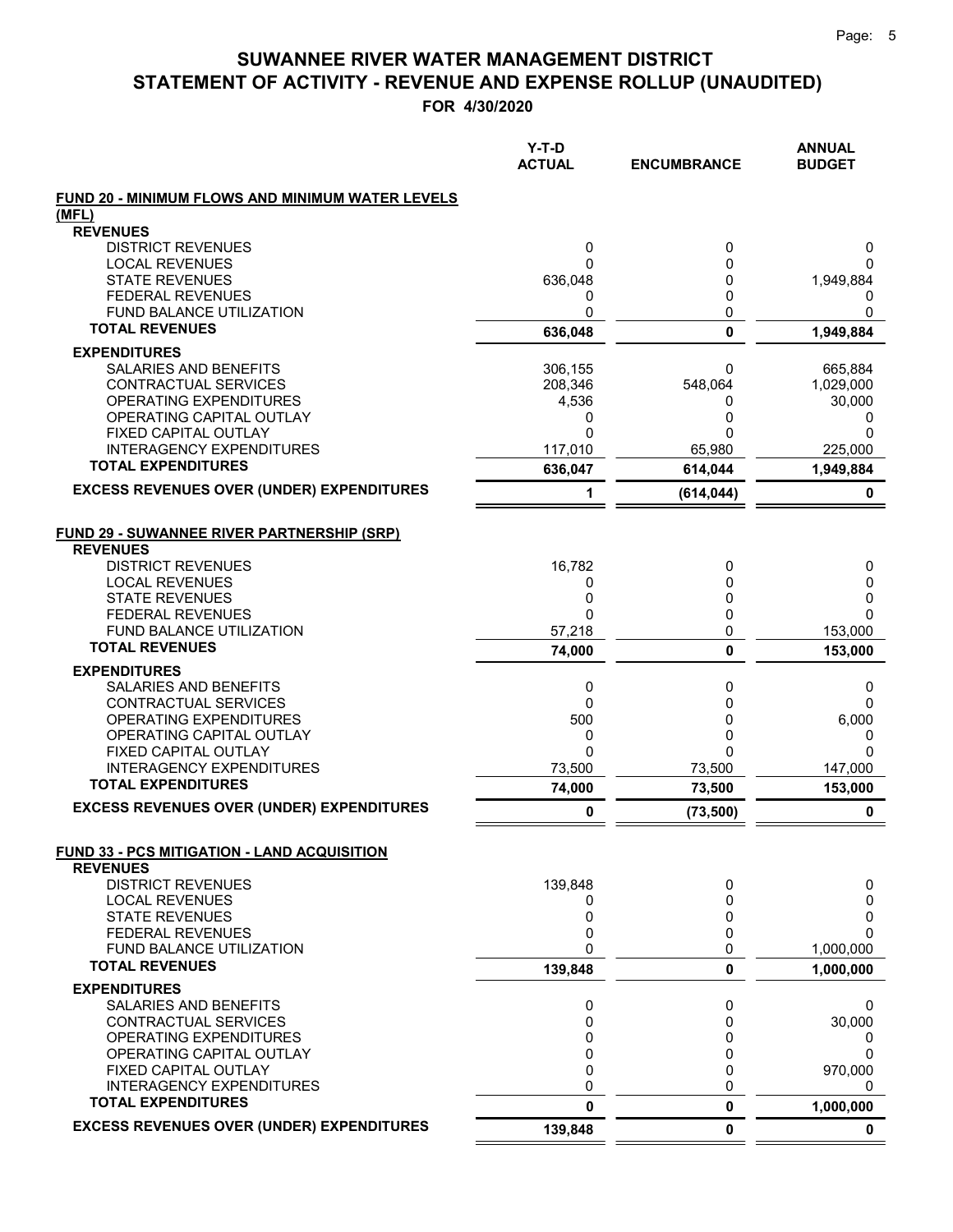# SUWANNEE RIVER WATER MANAGEMENT DISTRICT
## STATEMENT OF ACTIVITY - REVENUE AND EXPENSE ROLLUP (UNAUDITED)
### FOR 4/30/2020

| | Y-T-D ACTUAL | ENCUMBRANCE | ANNUAL BUDGET |
|---|---|---|---|
| **FUND 20 - MINIMUM FLOWS AND MINIMUM WATER LEVELS (MFL)** | | | |
| **REVENUES** | | | |
| DISTRICT REVENUES | 0 | 0 | 0 |
| LOCAL REVENUES | 0 | 0 | 0 |
| STATE REVENUES | 636,048 | 0 | 1,949,884 |
| FEDERAL REVENUES | 0 | 0 | 0 |
| FUND BALANCE UTILIZATION | 0 | 0 | 0 |
| **TOTAL REVENUES** | **636,048** | **0** | **1,949,884** |
| **EXPENDITURES** | | | |
| SALARIES AND BENEFITS | 306,155 | 0 | 665,884 |
| CONTRACTUAL SERVICES | 208,346 | 548,064 | 1,029,000 |
| OPERATING EXPENDITURES | 4,536 | 0 | 30,000 |
| OPERATING CAPITAL OUTLAY | 0 | 0 | 0 |
| FIXED CAPITAL OUTLAY | 0 | 0 | 0 |
| INTERAGENCY EXPENDITURES | 117,010 | 65,980 | 225,000 |
| **TOTAL EXPENDITURES** | **636,047** | **614,044** | **1,949,884** |
| **EXCESS REVENUES OVER (UNDER) EXPENDITURES** | **1** | **(614,044)** | **0** |
| **FUND 29 - SUWANNEE RIVER PARTNERSHIP (SRP)** | | | |
| **REVENUES** | | | |
| DISTRICT REVENUES | 16,782 | 0 | 0 |
| LOCAL REVENUES | 0 | 0 | 0 |
| STATE REVENUES | 0 | 0 | 0 |
| FEDERAL REVENUES | 0 | 0 | 0 |
| FUND BALANCE UTILIZATION | 57,218 | 0 | 153,000 |
| **TOTAL REVENUES** | **74,000** | **0** | **153,000** |
| **EXPENDITURES** | | | |
| SALARIES AND BENEFITS | 0 | 0 | 0 |
| CONTRACTUAL SERVICES | 0 | 0 | 0 |
| OPERATING EXPENDITURES | 500 | 0 | 6,000 |
| OPERATING CAPITAL OUTLAY | 0 | 0 | 0 |
| FIXED CAPITAL OUTLAY | 0 | 0 | 0 |
| INTERAGENCY EXPENDITURES | 73,500 | 73,500 | 147,000 |
| **TOTAL EXPENDITURES** | **74,000** | **73,500** | **153,000** |
| **EXCESS REVENUES OVER (UNDER) EXPENDITURES** | **0** | **(73,500)** | **0** |
| **FUND 33 - PCS MITIGATION - LAND ACQUISITION** | | | |
| **REVENUES** | | | |
| DISTRICT REVENUES | 139,848 | 0 | 0 |
| LOCAL REVENUES | 0 | 0 | 0 |
| STATE REVENUES | 0 | 0 | 0 |
| FEDERAL REVENUES | 0 | 0 | 0 |
| FUND BALANCE UTILIZATION | 0 | 0 | 1,000,000 |
| **TOTAL REVENUES** | **139,848** | **0** | **1,000,000** |
| **EXPENDITURES** | | | |
| SALARIES AND BENEFITS | 0 | 0 | 0 |
| CONTRACTUAL SERVICES | 0 | 0 | 30,000 |
| OPERATING EXPENDITURES | 0 | 0 | 0 |
| OPERATING CAPITAL OUTLAY | 0 | 0 | 0 |
| FIXED CAPITAL OUTLAY | 0 | 0 | 970,000 |
| INTERAGENCY EXPENDITURES | 0 | 0 | 0 |
| **TOTAL EXPENDITURES** | **0** | **0** | **1,000,000** |
| **EXCESS REVENUES OVER (UNDER) EXPENDITURES** | **139,848** | **0** | **0** |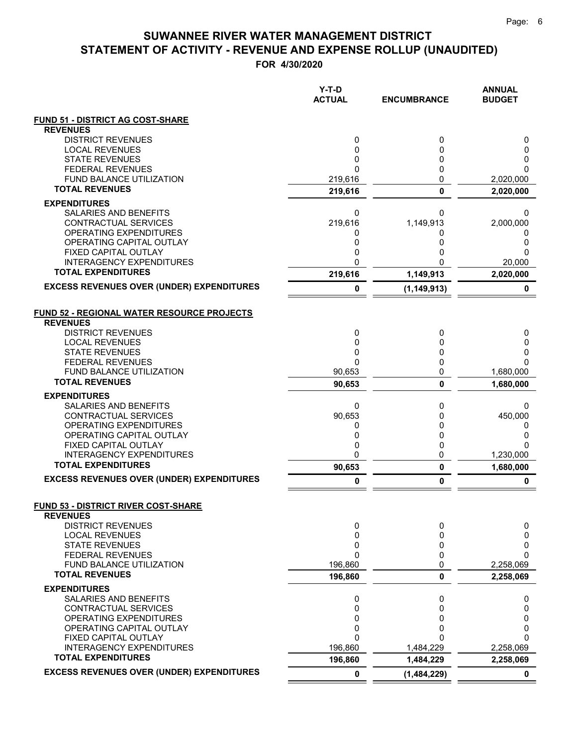# SUWANNEE RIVER WATER MANAGEMENT DISTRICT
# STATEMENT OF ACTIVITY - REVENUE AND EXPENSE ROLLUP (UNAUDITED)

**FOR 4/30/2020**

| | Y-T-D ACTUAL | ENCUMBRANCE | ANNUAL BUDGET |
|---|---|---|---|
| **FUND 51 - DISTRICT AG COST-SHARE** | | | |
| **REVENUES** | | | |
| DISTRICT REVENUES | 0 | 0 | 0 |
| LOCAL REVENUES | 0 | 0 | 0 |
| STATE REVENUES | 0 | 0 | 0 |
| FEDERAL REVENUES | 0 | 0 | 0 |
| FUND BALANCE UTILIZATION | 219,616 | 0 | 2,020,000 |
| **TOTAL REVENUES** | **219,616** | **0** | **2,020,000** |
| **EXPENDITURES** | | | |
| SALARIES AND BENEFITS | 0 | 0 | 0 |
| CONTRACTUAL SERVICES | 219,616 | 1,149,913 | 2,000,000 |
| OPERATING EXPENDITURES | 0 | 0 | 0 |
| OPERATING CAPITAL OUTLAY | 0 | 0 | 0 |
| FIXED CAPITAL OUTLAY | 0 | 0 | 0 |
| INTERAGENCY EXPENDITURES | 0 | 0 | 20,000 |
| **TOTAL EXPENDITURES** | **219,616** | **1,149,913** | **2,020,000** |
| **EXCESS REVENUES OVER (UNDER) EXPENDITURES** | **0** | **(1,149,913)** | **0** |
| **FUND 52 - REGIONAL WATER RESOURCE PROJECTS** | | | |
| **REVENUES** | | | |
| DISTRICT REVENUES | 0 | 0 | 0 |
| LOCAL REVENUES | 0 | 0 | 0 |
| STATE REVENUES | 0 | 0 | 0 |
| FEDERAL REVENUES | 0 | 0 | 0 |
| FUND BALANCE UTILIZATION | 90,653 | 0 | 1,680,000 |
| **TOTAL REVENUES** | **90,653** | **0** | **1,680,000** |
| **EXPENDITURES** | | | |
| SALARIES AND BENEFITS | 0 | 0 | 0 |
| CONTRACTUAL SERVICES | 90,653 | 0 | 450,000 |
| OPERATING EXPENDITURES | 0 | 0 | 0 |
| OPERATING CAPITAL OUTLAY | 0 | 0 | 0 |
| FIXED CAPITAL OUTLAY | 0 | 0 | 0 |
| INTERAGENCY EXPENDITURES | 0 | 0 | 1,230,000 |
| **TOTAL EXPENDITURES** | **90,653** | **0** | **1,680,000** |
| **EXCESS REVENUES OVER (UNDER) EXPENDITURES** | **0** | **0** | **0** |
| **FUND 53 - DISTRICT RIVER COST-SHARE** | | | |
| **REVENUES** | | | |
| DISTRICT REVENUES | 0 | 0 | 0 |
| LOCAL REVENUES | 0 | 0 | 0 |
| STATE REVENUES | 0 | 0 | 0 |
| FEDERAL REVENUES | 0 | 0 | 0 |
| FUND BALANCE UTILIZATION | 196,860 | 0 | 2,258,069 |
| **TOTAL REVENUES** | **196,860** | **0** | **2,258,069** |
| **EXPENDITURES** | | | |
| SALARIES AND BENEFITS | 0 | 0 | 0 |
| CONTRACTUAL SERVICES | 0 | 0 | 0 |
| OPERATING EXPENDITURES | 0 | 0 | 0 |
| OPERATING CAPITAL OUTLAY | 0 | 0 | 0 |
| FIXED CAPITAL OUTLAY | 0 | 0 | 0 |
| INTERAGENCY EXPENDITURES | 196,860 | 1,484,229 | 2,258,069 |
| **TOTAL EXPENDITURES** | **196,860** | **1,484,229** | **2,258,069** |
| **EXCESS REVENUES OVER (UNDER) EXPENDITURES** | **0** | **(1,484,229)** | **0** |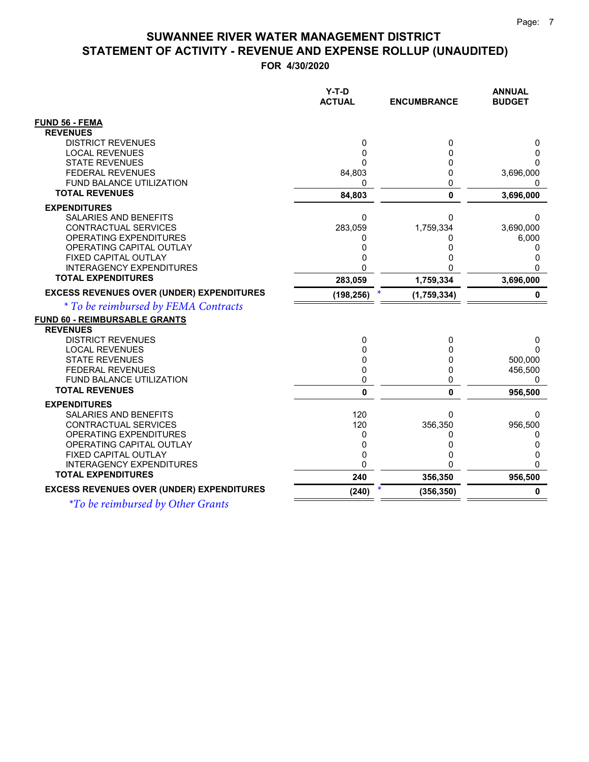# SUWANNEE RIVER WATER MANAGEMENT DISTRICT
## STATEMENT OF ACTIVITY - REVENUE AND EXPENSE ROLLUP (UNAUDITED)
### FOR 4/30/2020

| | Y-T-D ACTUAL | ENCUMBRANCE | ANNUAL BUDGET |
|---|---|---|---|
| **FUND 56 - FEMA** | | | |
| **REVENUES** | | | |
| DISTRICT REVENUES | 0 | 0 | 0 |
| LOCAL REVENUES | 0 | 0 | 0 |
| STATE REVENUES | 0 | 0 | 0 |
| FEDERAL REVENUES | 84,803 | 0 | 3,696,000 |
| FUND BALANCE UTILIZATION | 0 | 0 | 0 |
| **TOTAL REVENUES** | **84,803** | **0** | **3,696,000** |
| **EXPENDITURES** | | | |
| SALARIES AND BENEFITS | 0 | 0 | 0 |
| CONTRACTUAL SERVICES | 283,059 | 1,759,334 | 3,690,000 |
| OPERATING EXPENDITURES | 0 | 0 | 6,000 |
| OPERATING CAPITAL OUTLAY | 0 | 0 | 0 |
| FIXED CAPITAL OUTLAY | 0 | 0 | 0 |
| INTERAGENCY EXPENDITURES | 0 | 0 | 0 |
| **TOTAL EXPENDITURES** | **283,059** | **1,759,334** | **3,696,000** |
| **EXCESS REVENUES OVER (UNDER) EXPENDITURES** | **(198,256)** * | **(1,759,334)** | **0** |

*\* To be reimbursed by FEMA Contracts*

| | Y-T-D ACTUAL | ENCUMBRANCE | ANNUAL BUDGET |
|---|---|---|---|
| **FUND 60 - REIMBURSABLE GRANTS** | | | |
| **REVENUES** | | | |
| DISTRICT REVENUES | 0 | 0 | 0 |
| LOCAL REVENUES | 0 | 0 | 0 |
| STATE REVENUES | 0 | 0 | 500,000 |
| FEDERAL REVENUES | 0 | 0 | 456,500 |
| FUND BALANCE UTILIZATION | 0 | 0 | 0 |
| **TOTAL REVENUES** | **0** | **0** | **956,500** |
| **EXPENDITURES** | | | |
| SALARIES AND BENEFITS | 120 | 0 | 0 |
| CONTRACTUAL SERVICES | 120 | 356,350 | 956,500 |
| OPERATING EXPENDITURES | 0 | 0 | 0 |
| OPERATING CAPITAL OUTLAY | 0 | 0 | 0 |
| FIXED CAPITAL OUTLAY | 0 | 0 | 0 |
| INTERAGENCY EXPENDITURES | 0 | 0 | 0 |
| **TOTAL EXPENDITURES** | **240** | **356,350** | **956,500** |
| **EXCESS REVENUES OVER (UNDER) EXPENDITURES** | **(240)** * | **(356,350)** | **0** |

*\*To be reimbursed by Other Grants*